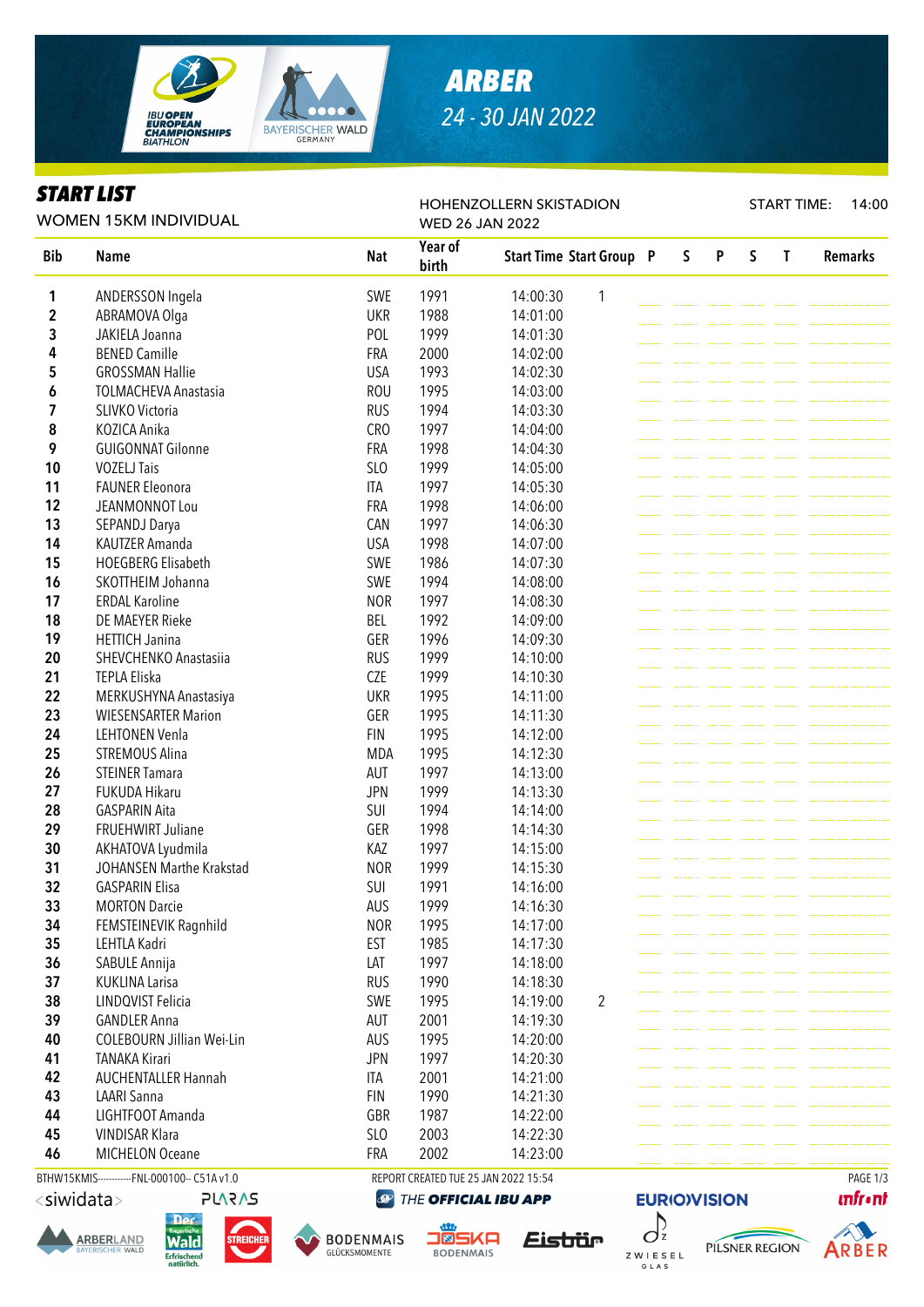# ARBER

24 - 30 JAN 2022

## START LIST

WOMEN 15KM INDIVIDUAL

HOHENZOLLERN SKISTADION
WED 26 JAN 2022

START TIME: 14:00

| Bib | Name | Nat | Year of birth | Start Time | Start Group | P | S | P | S | T | Remarks |
|---|---|---|---|---|---|---|---|---|---|---|---|
| 1 | ANDERSSON Ingela | SWE | 1991 | 14:00:30 | 1 | | | | | | |
| 2 | ABRAMOVA Olga | UKR | 1988 | 14:01:00 | | | | | | | |
| 3 | JAKIELA Joanna | POL | 1999 | 14:01:30 | | | | | | | |
| 4 | BENED Camille | FRA | 2000 | 14:02:00 | | | | | | | |
| 5 | GROSSMAN Hallie | USA | 1993 | 14:02:30 | | | | | | | |
| 6 | TOLMACHEVA Anastasia | ROU | 1995 | 14:03:00 | | | | | | | |
| 7 | SLIVKO Victoria | RUS | 1994 | 14:03:30 | | | | | | | |
| 8 | KOZICA Anika | CRO | 1997 | 14:04:00 | | | | | | | |
| 9 | GUIGONNAT Gilonne | FRA | 1998 | 14:04:30 | | | | | | | |
| 10 | VOZELJ Tais | SLO | 1999 | 14:05:00 | | | | | | | |
| 11 | FAUNER Eleonora | ITA | 1997 | 14:05:30 | | | | | | | |
| 12 | JEANMONNOT Lou | FRA | 1998 | 14:06:00 | | | | | | | |
| 13 | SEPANDJ Darya | CAN | 1997 | 14:06:30 | | | | | | | |
| 14 | KAUTZER Amanda | USA | 1998 | 14:07:00 | | | | | | | |
| 15 | HOEGBERG Elisabeth | SWE | 1986 | 14:07:30 | | | | | | | |
| 16 | SKOTTHEIM Johanna | SWE | 1994 | 14:08:00 | | | | | | | |
| 17 | ERDAL Karoline | NOR | 1997 | 14:08:30 | | | | | | | |
| 18 | DE MAEYER Rieke | BEL | 1992 | 14:09:00 | | | | | | | |
| 19 | HETTICH Janina | GER | 1996 | 14:09:30 | | | | | | | |
| 20 | SHEVCHENKO Anastasiia | RUS | 1999 | 14:10:00 | | | | | | | |
| 21 | TEPLA Eliska | CZE | 1999 | 14:10:30 | | | | | | | |
| 22 | MERKUSHYNA Anastasiya | UKR | 1995 | 14:11:00 | | | | | | | |
| 23 | WIESENSARTER Marion | GER | 1995 | 14:11:30 | | | | | | | |
| 24 | LEHTONEN Venla | FIN | 1995 | 14:12:00 | | | | | | | |
| 25 | STREMOUS Alina | MDA | 1995 | 14:12:30 | | | | | | | |
| 26 | STEINER Tamara | AUT | 1997 | 14:13:00 | | | | | | | |
| 27 | FUKUDA Hikaru | JPN | 1999 | 14:13:30 | | | | | | | |
| 28 | GASPARIN Aita | SUI | 1994 | 14:14:00 | | | | | | | |
| 29 | FRUEHWIRT Juliane | GER | 1998 | 14:14:30 | | | | | | | |
| 30 | AKHATOVA Lyudmila | KAZ | 1997 | 14:15:00 | | | | | | | |
| 31 | JOHANSEN Marthe Krakstad | NOR | 1999 | 14:15:30 | | | | | | | |
| 32 | GASPARIN Elisa | SUI | 1991 | 14:16:00 | | | | | | | |
| 33 | MORTON Darcie | AUS | 1999 | 14:16:30 | | | | | | | |
| 34 | FEMSTEINEVIK Ragnhild | NOR | 1995 | 14:17:00 | | | | | | | |
| 35 | LEHTLA Kadri | EST | 1985 | 14:17:30 | | | | | | | |
| 36 | SABULE Annija | LAT | 1997 | 14:18:00 | | | | | | | |
| 37 | KUKLINA Larisa | RUS | 1990 | 14:18:30 | | | | | | | |
| 38 | LINDQVIST Felicia | SWE | 1995 | 14:19:00 | 2 | | | | | | |
| 39 | GANDLER Anna | AUT | 2001 | 14:19:30 | | | | | | | |
| 40 | COLEBOURN Jillian Wei-Lin | AUS | 1995 | 14:20:00 | | | | | | | |
| 41 | TANAKA Kirari | JPN | 1997 | 14:20:30 | | | | | | | |
| 42 | AUCHENTALLER Hannah | ITA | 2001 | 14:21:00 | | | | | | | |
| 43 | LAARI Sanna | FIN | 1990 | 14:21:30 | | | | | | | |
| 44 | LIGHTFOOT Amanda | GBR | 1987 | 14:22:00 | | | | | | | |
| 45 | VINDISAR Klara | SLO | 2003 | 14:22:30 | | | | | | | |
| 46 | MICHELON Oceane | FRA | 2002 | 14:23:00 | | | | | | | |

BTHW15KMIS-----------FNL-000100-- C51A v1.0 REPORT CREATED TUE 25 JAN 2022 15:54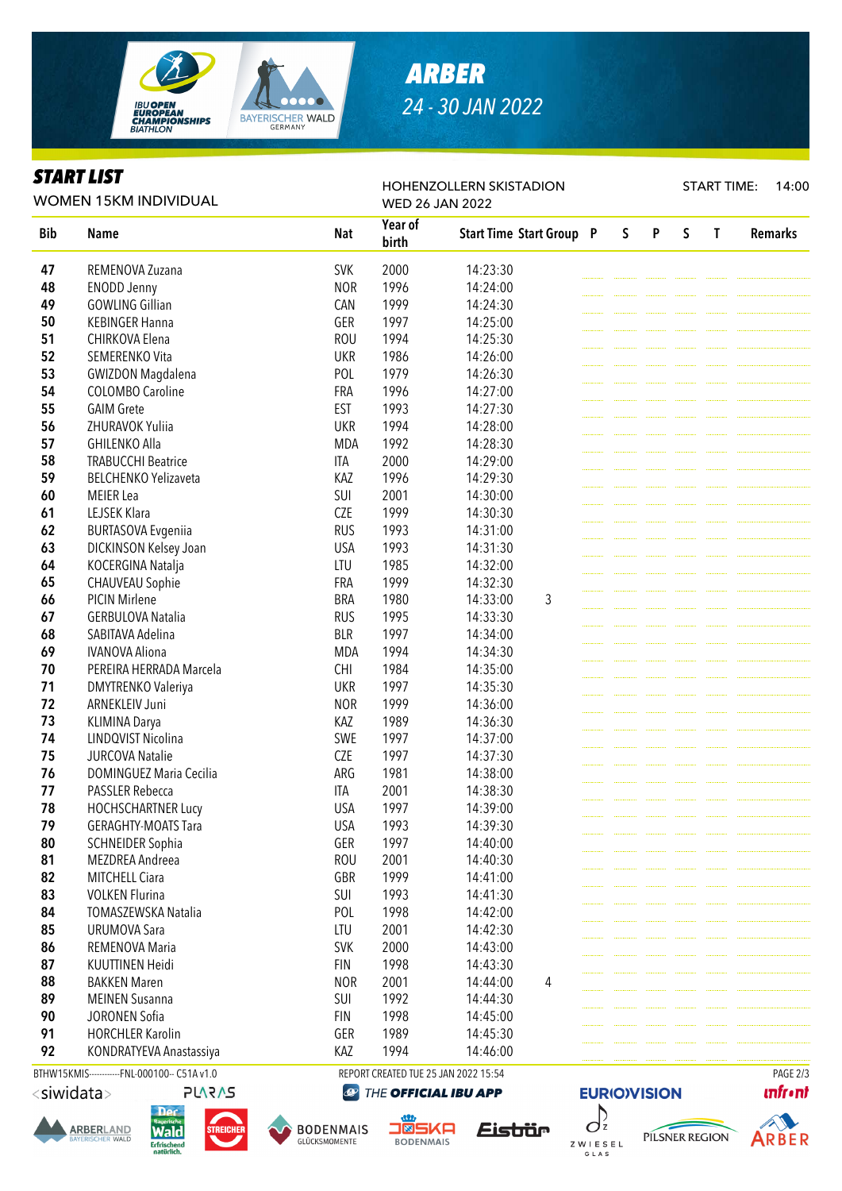## START LIST

WOMEN 15KM INDIVIDUAL

HOHENZOLLERN SKISTADION
WED 26 JAN 2022

START TIME: 14:00

| Bib | Name | Nat | Year of birth | Start Time | Start Group | P | S | P | S | T | Remarks |
|---|---|---|---|---|---|---|---|---|---|---|---|
| 47 | REMENOVA Zuzana | SVK | 2000 | 14:23:30 | | | | | | | |
| 48 | ENODD Jenny | NOR | 1996 | 14:24:00 | | | | | | | |
| 49 | GOWLING Gillian | CAN | 1999 | 14:24:30 | | | | | | | |
| 50 | KEBINGER Hanna | GER | 1997 | 14:25:00 | | | | | | | |
| 51 | CHIRKOVA Elena | ROU | 1994 | 14:25:30 | | | | | | | |
| 52 | SEMERENKO Vita | UKR | 1986 | 14:26:00 | | | | | | | |
| 53 | GWIZDON Magdalena | POL | 1979 | 14:26:30 | | | | | | | |
| 54 | COLOMBO Caroline | FRA | 1996 | 14:27:00 | | | | | | | |
| 55 | GAIM Grete | EST | 1993 | 14:27:30 | | | | | | | |
| 56 | ZHURAVOK Yuliia | UKR | 1994 | 14:28:00 | | | | | | | |
| 57 | GHILENKO Alla | MDA | 1992 | 14:28:30 | | | | | | | |
| 58 | TRABUCCHI Beatrice | ITA | 2000 | 14:29:00 | | | | | | | |
| 59 | BELCHENKO Yelizaveta | KAZ | 1996 | 14:29:30 | | | | | | | |
| 60 | MEIER Lea | SUI | 2001 | 14:30:00 | | | | | | | |
| 61 | LEJSEK Klara | CZE | 1999 | 14:30:30 | | | | | | | |
| 62 | BURTASOVA Evgeniia | RUS | 1993 | 14:31:00 | | | | | | | |
| 63 | DICKINSON Kelsey Joan | USA | 1993 | 14:31:30 | | | | | | | |
| 64 | KOCERGINA Natalja | LTU | 1985 | 14:32:00 | | | | | | | |
| 65 | CHAUVEAU Sophie | FRA | 1999 | 14:32:30 | | | | | | | |
| 66 | PICIN Mirlene | BRA | 1980 | 14:33:00 | 3 | | | | | | |
| 67 | GERBULOVA Natalia | RUS | 1995 | 14:33:30 | | | | | | | |
| 68 | SABITAVA Adelina | BLR | 1997 | 14:34:00 | | | | | | | |
| 69 | IVANOVA Aliona | MDA | 1994 | 14:34:30 | | | | | | | |
| 70 | PEREIRA HERRADA Marcela | CHI | 1984 | 14:35:00 | | | | | | | |
| 71 | DMYTRENKO Valeriya | UKR | 1997 | 14:35:30 | | | | | | | |
| 72 | ARNEKLEIV Juni | NOR | 1999 | 14:36:00 | | | | | | | |
| 73 | KLIMINA Darya | KAZ | 1989 | 14:36:30 | | | | | | | |
| 74 | LINDQVIST Nicolina | SWE | 1997 | 14:37:00 | | | | | | | |
| 75 | JURCOVA Natalie | CZE | 1997 | 14:37:30 | | | | | | | |
| 76 | DOMINGUEZ Maria Cecilia | ARG | 1981 | 14:38:00 | | | | | | | |
| 77 | PASSLER Rebecca | ITA | 2001 | 14:38:30 | | | | | | | |
| 78 | HOCHSCHARTNER Lucy | USA | 1997 | 14:39:00 | | | | | | | |
| 79 | GERAGHTY-MOATS Tara | USA | 1993 | 14:39:30 | | | | | | | |
| 80 | SCHNEIDER Sophia | GER | 1997 | 14:40:00 | | | | | | | |
| 81 | MEZDREA Andreea | ROU | 2001 | 14:40:30 | | | | | | | |
| 82 | MITCHELL Ciara | GBR | 1999 | 14:41:00 | | | | | | | |
| 83 | VOLKEN Flurina | SUI | 1993 | 14:41:30 | | | | | | | |
| 84 | TOMASZEWSKA Natalia | POL | 1998 | 14:42:00 | | | | | | | |
| 85 | URUMOVA Sara | LTU | 2001 | 14:42:30 | | | | | | | |
| 86 | REMENOVA Maria | SVK | 2000 | 14:43:00 | | | | | | | |
| 87 | KUUTTINEN Heidi | FIN | 1998 | 14:43:30 | | | | | | | |
| 88 | BAKKEN Maren | NOR | 2001 | 14:44:00 | 4 | | | | | | |
| 89 | MEINEN Susanna | SUI | 1992 | 14:44:30 | | | | | | | |
| 90 | JORONEN Sofia | FIN | 1998 | 14:45:00 | | | | | | | |
| 91 | HORCHLER Karolin | GER | 1989 | 14:45:30 | | | | | | | |
| 92 | KONDRATYEVA Anastassiya | KAZ | 1994 | 14:46:00 | | | | | | | |

BTHW15KMIS-----------FNL-000100-- C51A v1.0

REPORT CREATED TUE 25 JAN 2022 15:54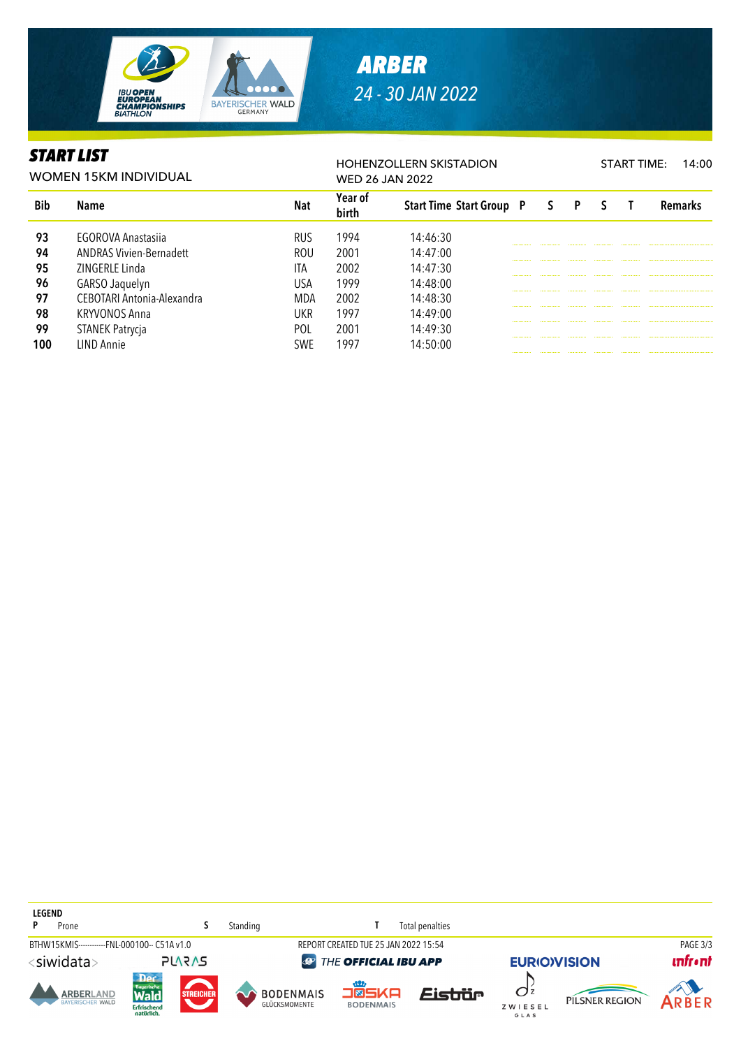# ARBER

## 24 - 30 JAN 2022

# START LIST

WOMEN 15KM INDIVIDUAL

HOHENZOLLERN SKISTADION
WED 26 JAN 2022

START TIME: 14:00

| Bib | Name | Nat | Year of birth | Start Time | Start Group | P | S | P | S | T | Remarks |
|---|---|---|---|---|---|---|---|---|---|---|---|
| 93 | EGOROVA Anastasiia | RUS | 1994 | 14:46:30 | | | | | | | |
| 94 | ANDRAS Vivien-Bernadett | ROU | 2001 | 14:47:00 | | | | | | | |
| 95 | ZINGERLE Linda | ITA | 2002 | 14:47:30 | | | | | | | |
| 96 | GARSO Jaquelyn | USA | 1999 | 14:48:00 | | | | | | | |
| 97 | CEBOTARI Antonia-Alexandra | MDA | 2002 | 14:48:30 | | | | | | | |
| 98 | KRYVONOS Anna | UKR | 1997 | 14:49:00 | | | | | | | |
| 99 | STANEK Patrycja | POL | 2001 | 14:49:30 | | | | | | | |
| 100 | LIND Annie | SWE | 1997 | 14:50:00 | | | | | | | |

**LEGEND**
**P** Prone **S** Standing **T** Total penalties

BTHW15KMIS-----------FNL-000100-- C51A v1.0
REPORT CREATED TUE 25 JAN 2022 15:54